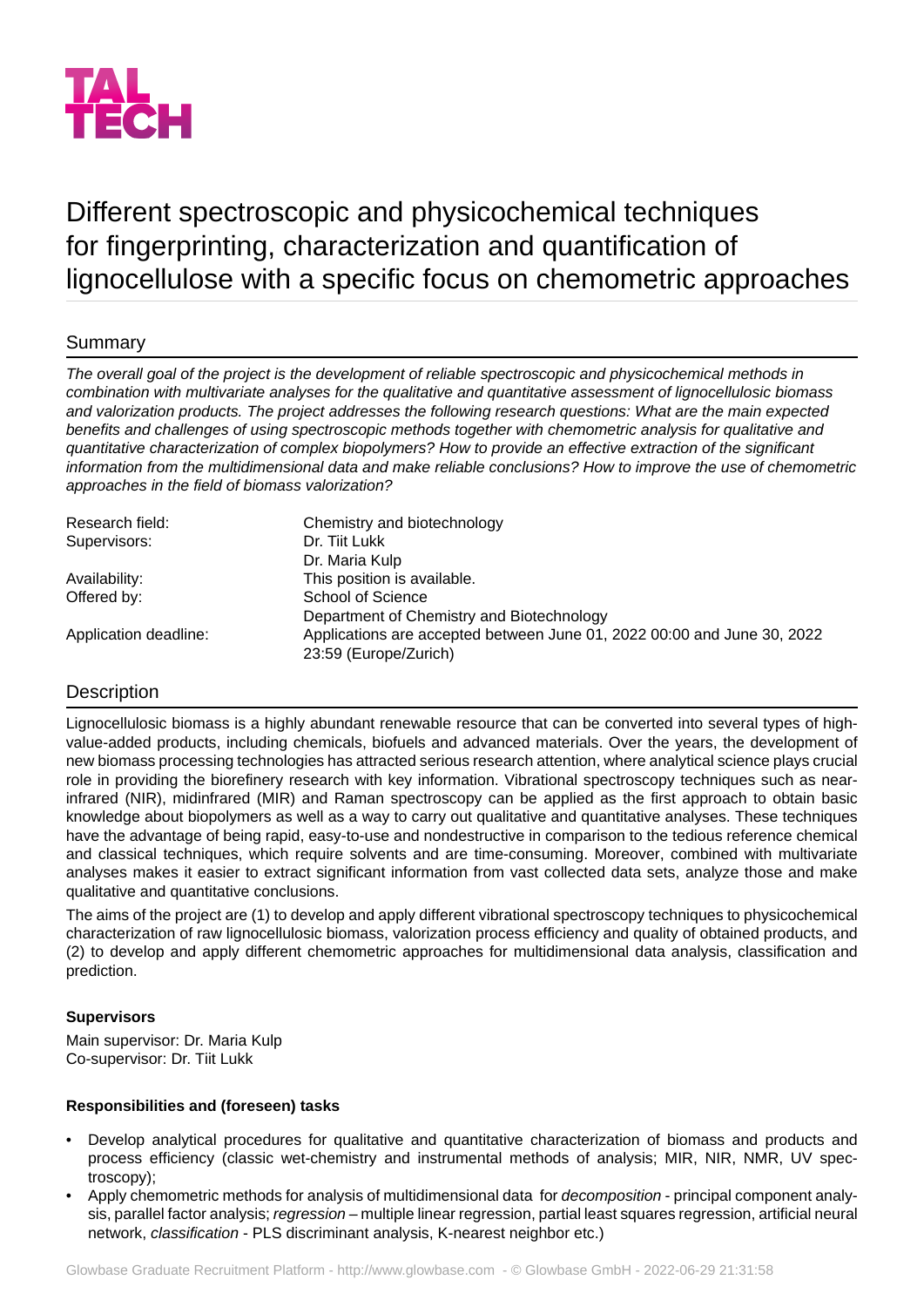TAL TECH

# Different spectroscopic and physicochemical techniques for fingerprinting, characterization and quantification of lignocellulose with a specific focus on chemometric approaches

## Summary

*The overall goal of the project is the development of reliable spectroscopic and physicochemical methods in combination with multivariate analyses for the qualitative and quantitative assessment of lignocellulosic biomass and valorization products. The project addresses the following research questions: What are the main expected benefits and challenges of using spectroscopic methods together with chemometric analysis for qualitative and quantitative characterization of complex biopolymers? How to provide an effective extraction of the significant information from the multidimensional data and make reliable conclusions? How to improve the use of chemometric approaches in the field of biomass valorization?*

| | |
|---|---|
| Research field: | Chemistry and biotechnology |
| Supervisors: | Dr. Tiit Lukk<br>Dr. Maria Kulp |
| Availability: | This position is available. |
| Offered by: | School of Science<br>Department of Chemistry and Biotechnology |
| Application deadline: | Applications are accepted between June 01, 2022 00:00 and June 30, 2022 23:59 (Europe/Zurich) |

## Description

Lignocellulosic biomass is a highly abundant renewable resource that can be converted into several types of high-value-added products, including chemicals, biofuels and advanced materials. Over the years, the development of new biomass processing technologies has attracted serious research attention, where analytical science plays crucial role in providing the biorefinery research with key information. Vibrational spectroscopy techniques such as near-infrared (NIR), midinfrared (MIR) and Raman spectroscopy can be applied as the first approach to obtain basic knowledge about biopolymers as well as a way to carry out qualitative and quantitative analyses. These techniques have the advantage of being rapid, easy-to-use and nondestructive in comparison to the tedious reference chemical and classical techniques, which require solvents and are time-consuming. Moreover, combined with multivariate analyses makes it easier to extract significant information from vast collected data sets, analyze those and make qualitative and quantitative conclusions.

The aims of the project are (1) to develop and apply different vibrational spectroscopy techniques to physicochemical characterization of raw lignocellulosic biomass, valorization process efficiency and quality of obtained products, and (2) to develop and apply different chemometric approaches for multidimensional data analysis, classification and prediction.

**Supervisors**

Main supervisor: Dr. Maria Kulp
Co-supervisor: Dr. Tiit Lukk

**Responsibilities and (foreseen) tasks**

- Develop analytical procedures for qualitative and quantitative characterization of biomass and products and process efficiency (classic wet-chemistry and instrumental methods of analysis; MIR, NIR, NMR, UV spectroscopy);
- Apply chemometric methods for analysis of multidimensional data for *decomposition* - principal component analysis, parallel factor analysis; *regression* – multiple linear regression, partial least squares regression, artificial neural network, *classification* - PLS discriminant analysis, K-nearest neighbor etc.)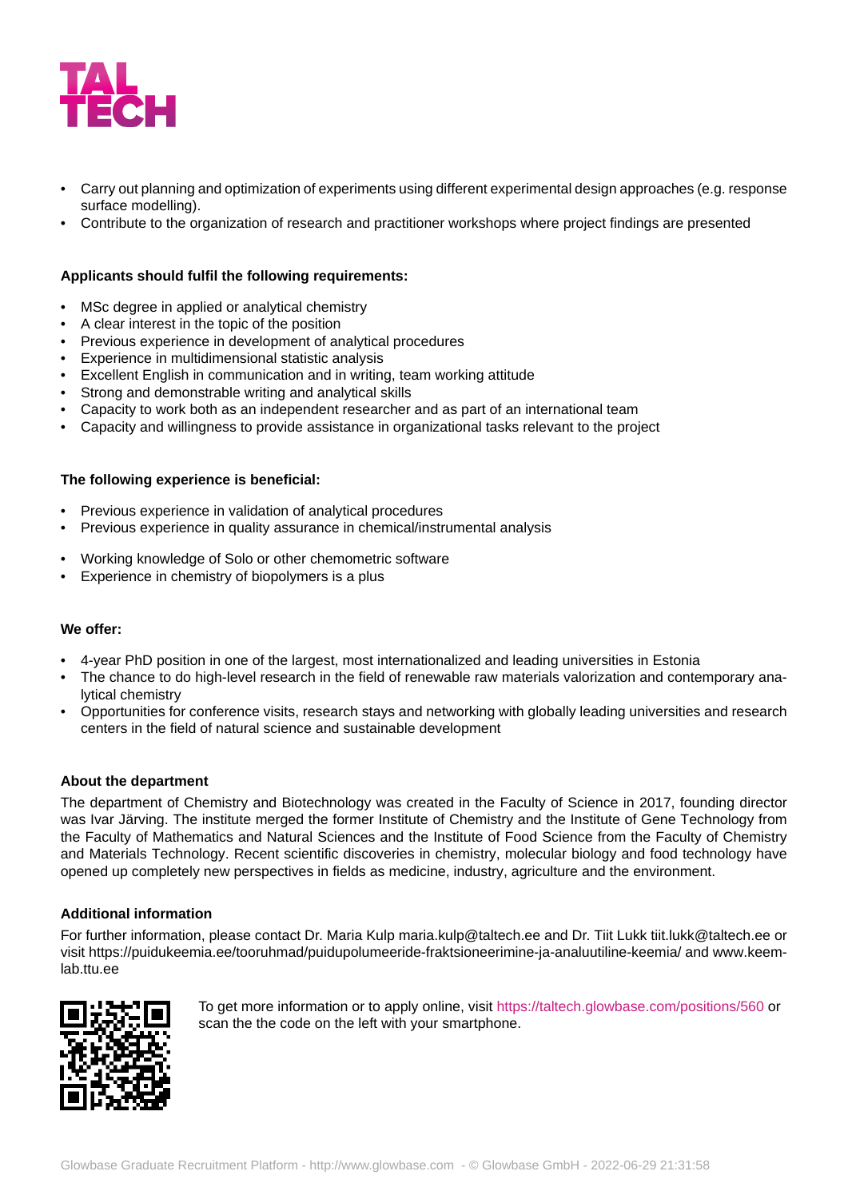- Carry out planning and optimization of experiments using different experimental design approaches (e.g. response surface modelling).
- Contribute to the organization of research and practitioner workshops where project findings are presented

**Applicants should fulfil the following requirements:**

- MSc degree in applied or analytical chemistry
- A clear interest in the topic of the position
- Previous experience in development of analytical procedures
- Experience in multidimensional statistic analysis
- Excellent English in communication and in writing, team working attitude
- Strong and demonstrable writing and analytical skills
- Capacity to work both as an independent researcher and as part of an international team
- Capacity and willingness to provide assistance in organizational tasks relevant to the project

**The following experience is beneficial:**

- Previous experience in validation of analytical procedures
- Previous experience in quality assurance in chemical/instrumental analysis

- Working knowledge of Solo or other chemometric software
- Experience in chemistry of biopolymers is a plus

**We offer:**

- 4-year PhD position in one of the largest, most internationalized and leading universities in Estonia
- The chance to do high-level research in the field of renewable raw materials valorization and contemporary analytical chemistry
- Opportunities for conference visits, research stays and networking with globally leading universities and research centers in the field of natural science and sustainable development

**About the department**

The department of Chemistry and Biotechnology was created in the Faculty of Science in 2017, founding director was Ivar Järving. The institute merged the former Institute of Chemistry and the Institute of Gene Technology from the Faculty of Mathematics and Natural Sciences and the Institute of Food Science from the Faculty of Chemistry and Materials Technology. Recent scientific discoveries in chemistry, molecular biology and food technology have opened up completely new perspectives in fields as medicine, industry, agriculture and the environment.

**Additional information**

For further information, please contact Dr. Maria Kulp maria.kulp@taltech.ee and Dr. Tiit Lukk tiit.lukk@taltech.ee or visit https://puidukeemia.ee/tooruhmad/puidupolumeeride-fraktsioneerimine-ja-analuutiline-keemia/ and www.keemlab.ttu.ee

To get more information or to apply online, visit https://taltech.glowbase.com/positions/560 or scan the the code on the left with your smartphone.